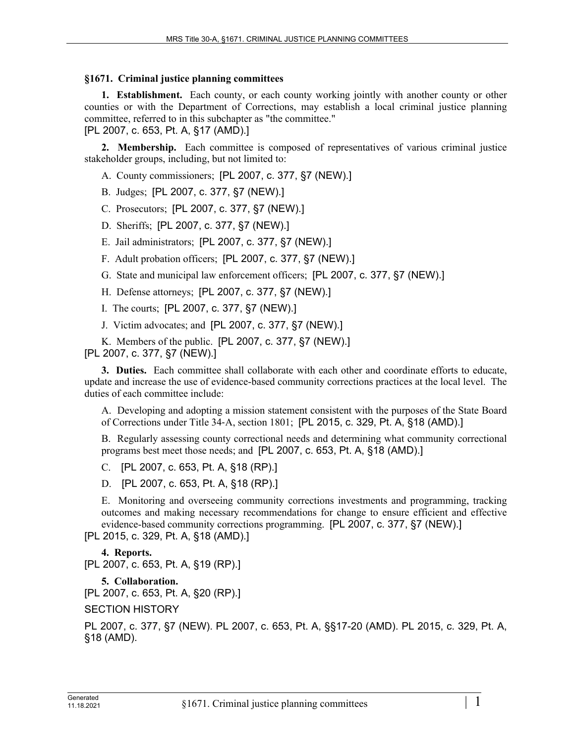## §1671. Criminal justice planning committees

**1. Establishment.** Each county, or each county working jointly with another county or other counties or with the Department of Corrections, may establish a local criminal justice planning committee, referred to in this subchapter as "the committee."
[PL 2007, c. 653, Pt. A, §17 (AMD).]

**2. Membership.** Each committee is composed of representatives of various criminal justice stakeholder groups, including, but not limited to:

A. County commissioners; [PL 2007, c. 377, §7 (NEW).]

B. Judges; [PL 2007, c. 377, §7 (NEW).]

C. Prosecutors; [PL 2007, c. 377, §7 (NEW).]

D. Sheriffs; [PL 2007, c. 377, §7 (NEW).]

E. Jail administrators; [PL 2007, c. 377, §7 (NEW).]

F. Adult probation officers; [PL 2007, c. 377, §7 (NEW).]

G. State and municipal law enforcement officers; [PL 2007, c. 377, §7 (NEW).]

H. Defense attorneys; [PL 2007, c. 377, §7 (NEW).]

I. The courts; [PL 2007, c. 377, §7 (NEW).]

J. Victim advocates; and [PL 2007, c. 377, §7 (NEW).]

K. Members of the public. [PL 2007, c. 377, §7 (NEW).]

[PL 2007, c. 377, §7 (NEW).]

**3. Duties.** Each committee shall collaborate with each other and coordinate efforts to educate, update and increase the use of evidence-based community corrections practices at the local level. The duties of each committee include:

A. Developing and adopting a mission statement consistent with the purposes of the State Board of Corrections under Title 34-A, section 1801; [PL 2015, c. 329, Pt. A, §18 (AMD).]

B. Regularly assessing county correctional needs and determining what community correctional programs best meet those needs; and [PL 2007, c. 653, Pt. A, §18 (AMD).]

C. [PL 2007, c. 653, Pt. A, §18 (RP).]

D. [PL 2007, c. 653, Pt. A, §18 (RP).]

E. Monitoring and overseeing community corrections investments and programming, tracking outcomes and making necessary recommendations for change to ensure efficient and effective evidence-based community corrections programming. [PL 2007, c. 377, §7 (NEW).]

[PL 2015, c. 329, Pt. A, §18 (AMD).]

**4. Reports.**
[PL 2007, c. 653, Pt. A, §19 (RP).]

**5. Collaboration.**
[PL 2007, c. 653, Pt. A, §20 (RP).]

SECTION HISTORY

PL 2007, c. 377, §7 (NEW). PL 2007, c. 653, Pt. A, §§17-20 (AMD). PL 2015, c. 329, Pt. A, §18 (AMD).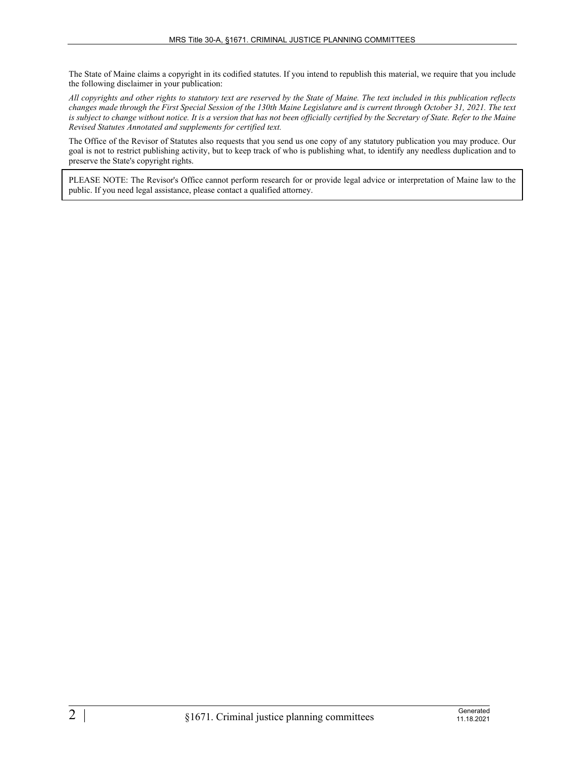The State of Maine claims a copyright in its codified statutes. If you intend to republish this material, we require that you include the following disclaimer in your publication:

*All copyrights and other rights to statutory text are reserved by the State of Maine. The text included in this publication reflects changes made through the First Special Session of the 130th Maine Legislature and is current through October 31, 2021. The text is subject to change without notice. It is a version that has not been officially certified by the Secretary of State. Refer to the Maine Revised Statutes Annotated and supplements for certified text.*

The Office of the Revisor of Statutes also requests that you send us one copy of any statutory publication you may produce. Our goal is not to restrict publishing activity, but to keep track of who is publishing what, to identify any needless duplication and to preserve the State's copyright rights.

PLEASE NOTE: The Revisor's Office cannot perform research for or provide legal advice or interpretation of Maine law to the public. If you need legal assistance, please contact a qualified attorney.